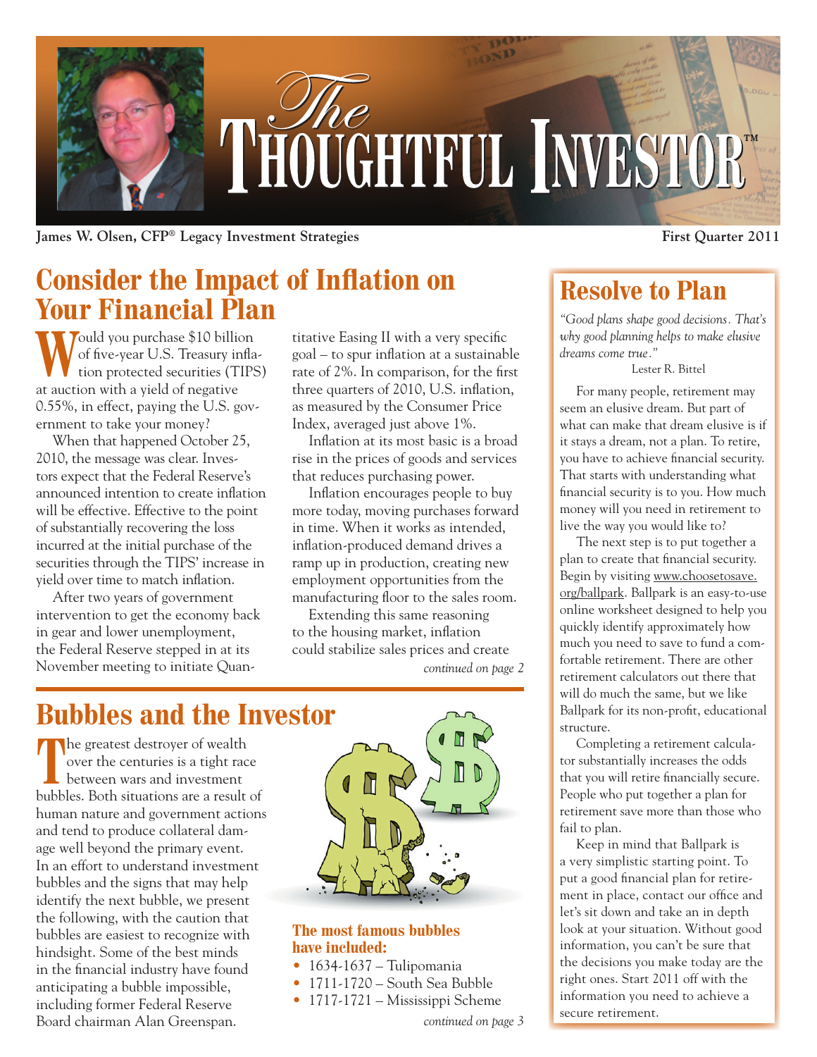# The Thoughtful Investor™

James W. Olsen, CFP® Legacy Investment Strategies

First Quarter 2011

## Consider the Impact of Inflation on Your Financial Plan

Would you purchase $10 billion of five-year U.S. Treasury inflation protected securities (TIPS) at auction with a yield of negative 0.55%, in effect, paying the U.S. government to take your money?

When that happened October 25, 2010, the message was clear. Investors expect that the Federal Reserve's announced intention to create inflation will be effective. Effective to the point of substantially recovering the loss incurred at the initial purchase of the securities through the TIPS' increase in yield over time to match inflation.

After two years of government intervention to get the economy back in gear and lower unemployment, the Federal Reserve stepped in at its November meeting to initiate Quantitative Easing II with a very specific goal – to spur inflation at a sustainable rate of 2%. In comparison, for the first three quarters of 2010, U.S. inflation, as measured by the Consumer Price Index, averaged just above 1%.

Inflation at its most basic is a broad rise in the prices of goods and services that reduces purchasing power.

Inflation encourages people to buy more today, moving purchases forward in time. When it works as intended, inflation-produced demand drives a ramp up in production, creating new employment opportunities from the manufacturing floor to the sales room.

Extending this same reasoning to the housing market, inflation could stabilize sales prices and create

*continued on page 2*

## Bubbles and the Investor

The greatest destroyer of wealth over the centuries is a tight race between wars and investment bubbles. Both situations are a result of human nature and government actions and tend to produce collateral damage well beyond the primary event. In an effort to understand investment bubbles and the signs that may help identify the next bubble, we present the following, with the caution that bubbles are easiest to recognize with hindsight. Some of the best minds in the financial industry have found anticipating a bubble impossible, including former Federal Reserve Board chairman Alan Greenspan.

**The most famous bubbles have included:**

- 1634-1637 – Tulipomania
- 1711-1720 – South Sea Bubble
- 1717-1721 – Mississippi Scheme

*continued on page 3*

## Resolve to Plan

*"Good plans shape good decisions. That's why good planning helps to make elusive dreams come true."*

Lester R. Bittel

For many people, retirement may seem an elusive dream. But part of what can make that dream elusive is if it stays a dream, not a plan. To retire, you have to achieve financial security. That starts with understanding what financial security is to you. How much money will you need in retirement to live the way you would like to?

The next step is to put together a plan to create that financial security. Begin by visiting www.choosetosave.org/ballpark. Ballpark is an easy-to-use online worksheet designed to help you quickly identify approximately how much you need to save to fund a comfortable retirement. There are other retirement calculators out there that will do much the same, but we like Ballpark for its non-profit, educational structure.

Completing a retirement calculator substantially increases the odds that you will retire financially secure. People who put together a plan for retirement save more than those who fail to plan.

Keep in mind that Ballpark is a very simplistic starting point. To put a good financial plan for retirement in place, contact our office and let's sit down and take an in depth look at your situation. Without good information, you can't be sure that the decisions you make today are the right ones. Start 2011 off with the information you need to achieve a secure retirement.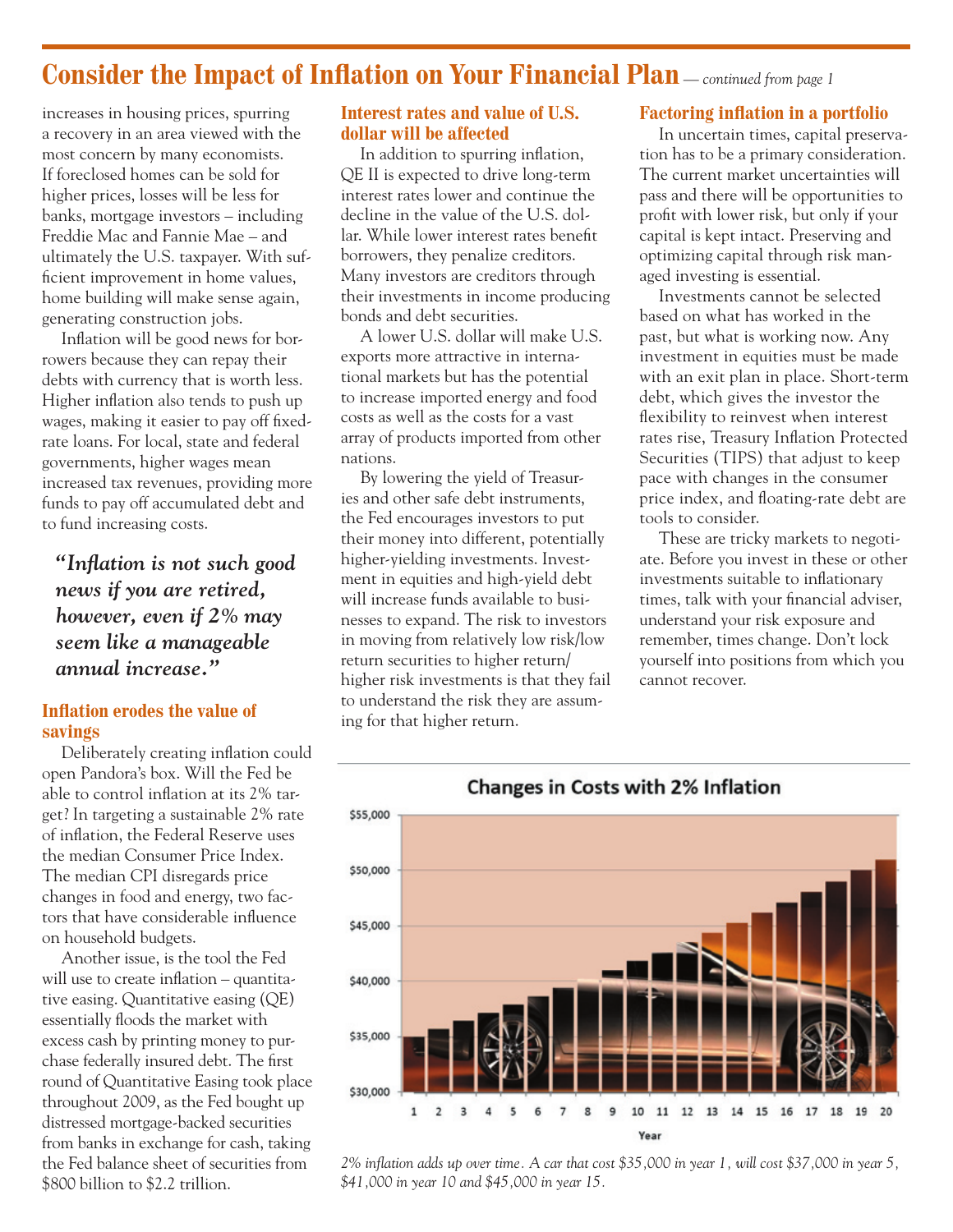## Consider the Impact of Inflation on Your Financial Plan — *continued from page 1*

increases in housing prices, spurring a recovery in an area viewed with the most concern by many economists. If foreclosed homes can be sold for higher prices, losses will be less for banks, mortgage investors – including Freddie Mac and Fannie Mae – and ultimately the U.S. taxpayer. With sufficient improvement in home values, home building will make sense again, generating construction jobs.

Inflation will be good news for borrowers because they can repay their debts with currency that is worth less. Higher inflation also tends to push up wages, making it easier to pay off fixed-rate loans. For local, state and federal governments, higher wages mean increased tax revenues, providing more funds to pay off accumulated debt and to fund increasing costs.

> ***"Inflation is not such good news if you are retired, however, even if 2% may seem like a manageable annual increase."***

### Inflation erodes the value of savings

Deliberately creating inflation could open Pandora's box. Will the Fed be able to control inflation at its 2% target? In targeting a sustainable 2% rate of inflation, the Federal Reserve uses the median Consumer Price Index. The median CPI disregards price changes in food and energy, two factors that have considerable influence on household budgets.

Another issue, is the tool the Fed will use to create inflation – quantitative easing. Quantitative easing (QE) essentially floods the market with excess cash by printing money to purchase federally insured debt. The first round of Quantitative Easing took place throughout 2009, as the Fed bought up distressed mortgage-backed securities from banks in exchange for cash, taking the Fed balance sheet of securities from \$800 billion to \$2.2 trillion.

### Interest rates and value of U.S. dollar will be affected

In addition to spurring inflation, QE II is expected to drive long-term interest rates lower and continue the decline in the value of the U.S. dollar. While lower interest rates benefit borrowers, they penalize creditors. Many investors are creditors through their investments in income producing bonds and debt securities.

A lower U.S. dollar will make U.S. exports more attractive in international markets but has the potential to increase imported energy and food costs as well as the costs for a vast array of products imported from other nations.

By lowering the yield of Treasuries and other safe debt instruments, the Fed encourages investors to put their money into different, potentially higher-yielding investments. Investment in equities and high-yield debt will increase funds available to businesses to expand. The risk to investors in moving from relatively low risk/low return securities to higher return/higher risk investments is that they fail to understand the risk they are assuming for that higher return.

### Factoring inflation in a portfolio

In uncertain times, capital preservation has to be a primary consideration. The current market uncertainties will pass and there will be opportunities to profit with lower risk, but only if your capital is kept intact. Preserving and optimizing capital through risk managed investing is essential.

Investments cannot be selected based on what has worked in the past, but what is working now. Any investment in equities must be made with an exit plan in place. Short-term debt, which gives the investor the flexibility to reinvest when interest rates rise, Treasury Inflation Protected Securities (TIPS) that adjust to keep pace with changes in the consumer price index, and floating-rate debt are tools to consider.

These are tricky markets to negotiate. Before you invest in these or other investments suitable to inflationary times, talk with your financial adviser, understand your risk exposure and remember, times change. Don't lock yourself into positions from which you cannot recover.

**Changes in Costs with 2% Inflation**

*2% inflation adds up over time. A car that cost \$35,000 in year 1, will cost \$37,000 in year 5, \$41,000 in year 10 and \$45,000 in year 15.*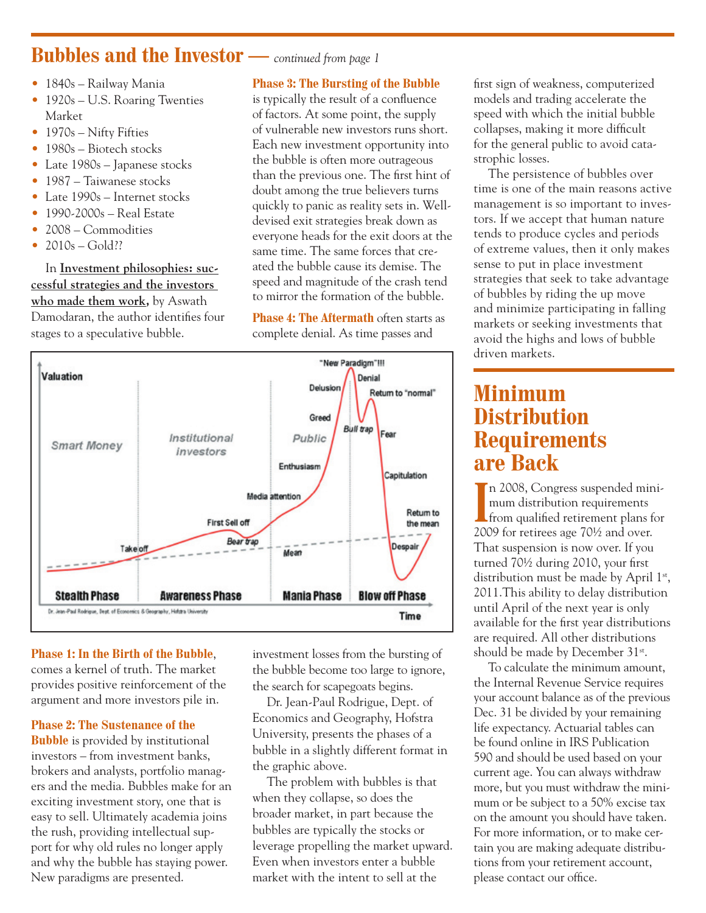## Bubbles and the Investor — *continued from page 1*

- 1840s – Railway Mania
- 1920s – U.S. Roaring Twenties Market
- 1970s – Nifty Fifties
- 1980s – Biotech stocks
- Late 1980s – Japanese stocks
- 1987 – Taiwanese stocks
- Late 1990s – Internet stocks
- 1990-2000s – Real Estate
- 2008 – Commodities
- 2010s – Gold??

In **Investment philosophies: successful strategies and the investors who made them work,** by Aswath Damodaran, the author identifies four stages to a speculative bubble.

**Phase 3: The Bursting of the Bubble** is typically the result of a confluence of factors. At some point, the supply of vulnerable new investors runs short. Each new investment opportunity into the bubble is often more outrageous than the previous one. The first hint of doubt among the true believers turns quickly to panic as reality sets in. Well-devised exit strategies break down as everyone heads for the exit doors at the same time. The same forces that created the bubble cause its demise. The speed and magnitude of the crash tend to mirror the formation of the bubble.

**Phase 4: The Aftermath** often starts as complete denial. As time passes and investment losses from the bursting of the bubble become too large to ignore, the search for scapegoats begins.

**Phase 1: In the Birth of the Bubble**, comes a kernel of truth. The market provides positive reinforcement of the argument and more investors pile in.

**Phase 2: The Sustenance of the Bubble** is provided by institutional investors – from investment banks, brokers and analysts, portfolio managers and the media. Bubbles make for an exciting investment story, one that is easy to sell. Ultimately academia joins the rush, providing intellectual support for why old rules no longer apply and why the bubble has staying power. New paradigms are presented.

Dr. Jean-Paul Rodrigue, Dept. of Economics and Geography, Hofstra University, presents the phases of a bubble in a slightly different format in the graphic above.

The problem with bubbles is that when they collapse, so does the broader market, in part because the bubbles are typically the stocks or leverage propelling the market upward. Even when investors enter a bubble market with the intent to sell at the first sign of weakness, computerized models and trading accelerate the speed with which the initial bubble collapses, making it more difficult for the general public to avoid catastrophic losses.

The persistence of bubbles over time is one of the main reasons active management is so important to investors. If we accept that human nature tends to produce cycles and periods of extreme values, then it only makes sense to put in place investment strategies that seek to take advantage of bubbles by riding the up move and minimize participating in falling markets or seeking investments that avoid the highs and lows of bubble driven markets.

## Minimum Distribution Requirements are Back

In 2008, Congress suspended minimum distribution requirements from qualified retirement plans for 2009 for retirees age 70½ and over. That suspension is now over. If you turned 70½ during 2010, your first distribution must be made by April 1st, 2011. This ability to delay distribution until April of the next year is only available for the first year distributions are required. All other distributions should be made by December 31st.

To calculate the minimum amount, the Internal Revenue Service requires your account balance as of the previous Dec. 31 be divided by your remaining life expectancy. Actuarial tables can be found online in IRS Publication 590 and should be used based on your current age. You can always withdraw more, but you must withdraw the minimum or be subject to a 50% excise tax on the amount you should have taken. For more information, or to make certain you are making adequate distributions from your retirement account, please contact our office.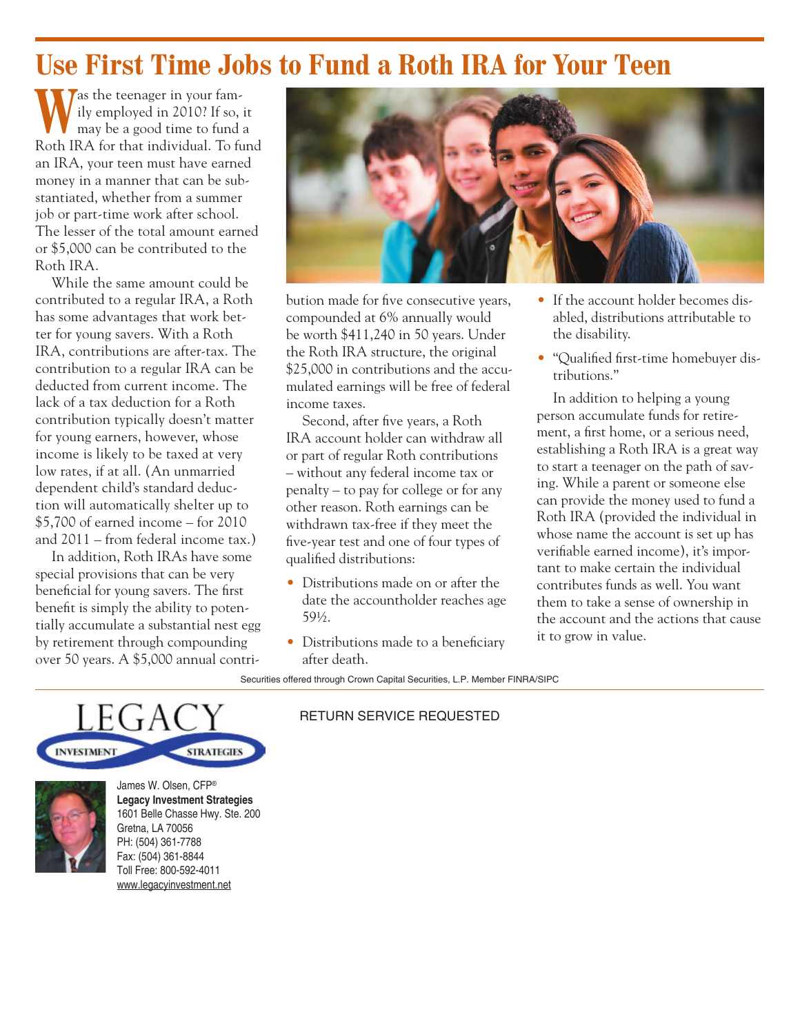# Use First Time Jobs to Fund a Roth IRA for Your Teen

Was the teenager in your family employed in 2010? If so, it may be a good time to fund a Roth IRA for that individual. To fund an IRA, your teen must have earned money in a manner that can be substantiated, whether from a summer job or part-time work after school. The lesser of the total amount earned or $5,000 can be contributed to the Roth IRA.

While the same amount could be contributed to a regular IRA, a Roth has some advantages that work better for young savers. With a Roth IRA, contributions are after-tax. The contribution to a regular IRA can be deducted from current income. The lack of a tax deduction for a Roth contribution typically doesn't matter for young earners, however, whose income is likely to be taxed at very low rates, if at all. (An unmarried dependent child's standard deduction will automatically shelter up to $5,700 of earned income – for 2010 and 2011 – from federal income tax.)

In addition, Roth IRAs have some special provisions that can be very beneficial for young savers. The first benefit is simply the ability to potentially accumulate a substantial nest egg by retirement through compounding over 50 years. A $5,000 annual contribution made for five consecutive years, compounded at 6% annually would be worth $411,240 in 50 years. Under the Roth IRA structure, the original $25,000 in contributions and the accumulated earnings will be free of federal income taxes.

Second, after five years, a Roth IRA account holder can withdraw all or part of regular Roth contributions – without any federal income tax or penalty – to pay for college or for any other reason. Roth earnings can be withdrawn tax-free if they meet the five-year test and one of four types of qualified distributions:

- Distributions made on or after the date the accountholder reaches age 59½.
- Distributions made to a beneficiary after death.
- If the account holder becomes disabled, distributions attributable to the disability.
- "Qualified first-time homebuyer distributions."

In addition to helping a young person accumulate funds for retirement, a first home, or a serious need, establishing a Roth IRA is a great way to start a teenager on the path of saving. While a parent or someone else can provide the money used to fund a Roth IRA (provided the individual in whose name the account is set up has verifiable earned income), it's important to make certain the individual contributes funds as well. You want them to take a sense of ownership in the account and the actions that cause it to grow in value.

Securities offered through Crown Capital Securities, L.P. Member FINRA/SIPC

LEGACY INVESTMENT STRATEGIES

RETURN SERVICE REQUESTED

James W. Olsen, CFP®
**Legacy Investment Strategies**
1601 Belle Chasse Hwy. Ste. 200
Gretna, LA 70056
PH: (504) 361-7788
Fax: (504) 361-8844
Toll Free: 800-592-4011
www.legacyinvestment.net